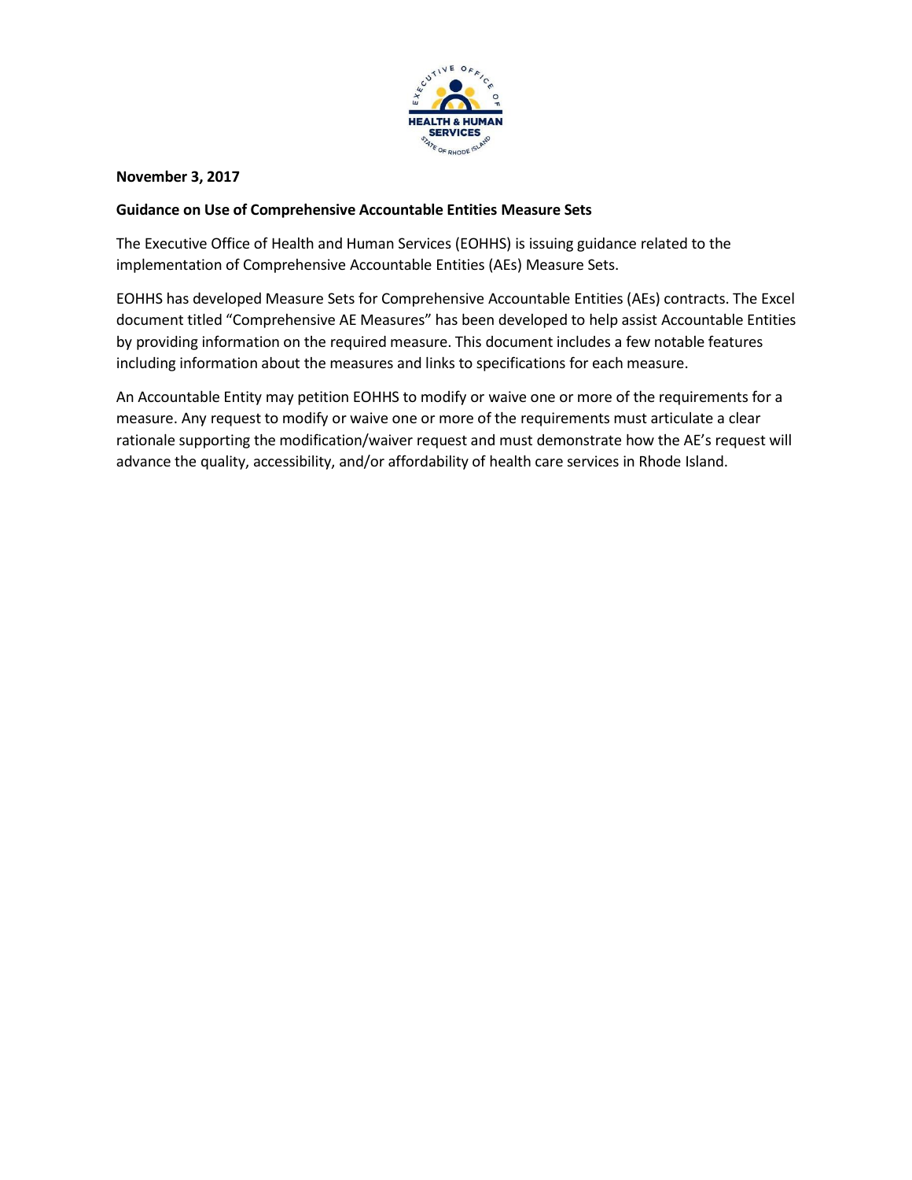**November 3, 2017**

**Guidance on Use of Comprehensive Accountable Entities Measure Sets**

The Executive Office of Health and Human Services (EOHHS) is issuing guidance related to the implementation of Comprehensive Accountable Entities (AEs) Measure Sets.

EOHHS has developed Measure Sets for Comprehensive Accountable Entities (AEs) contracts. The Excel document titled "Comprehensive AE Measures" has been developed to help assist Accountable Entities by providing information on the required measure. This document includes a few notable features including information about the measures and links to specifications for each measure.

An Accountable Entity may petition EOHHS to modify or waive one or more of the requirements for a measure. Any request to modify or waive one or more of the requirements must articulate a clear rationale supporting the modification/waiver request and must demonstrate how the AE's request will advance the quality, accessibility, and/or affordability of health care services in Rhode Island.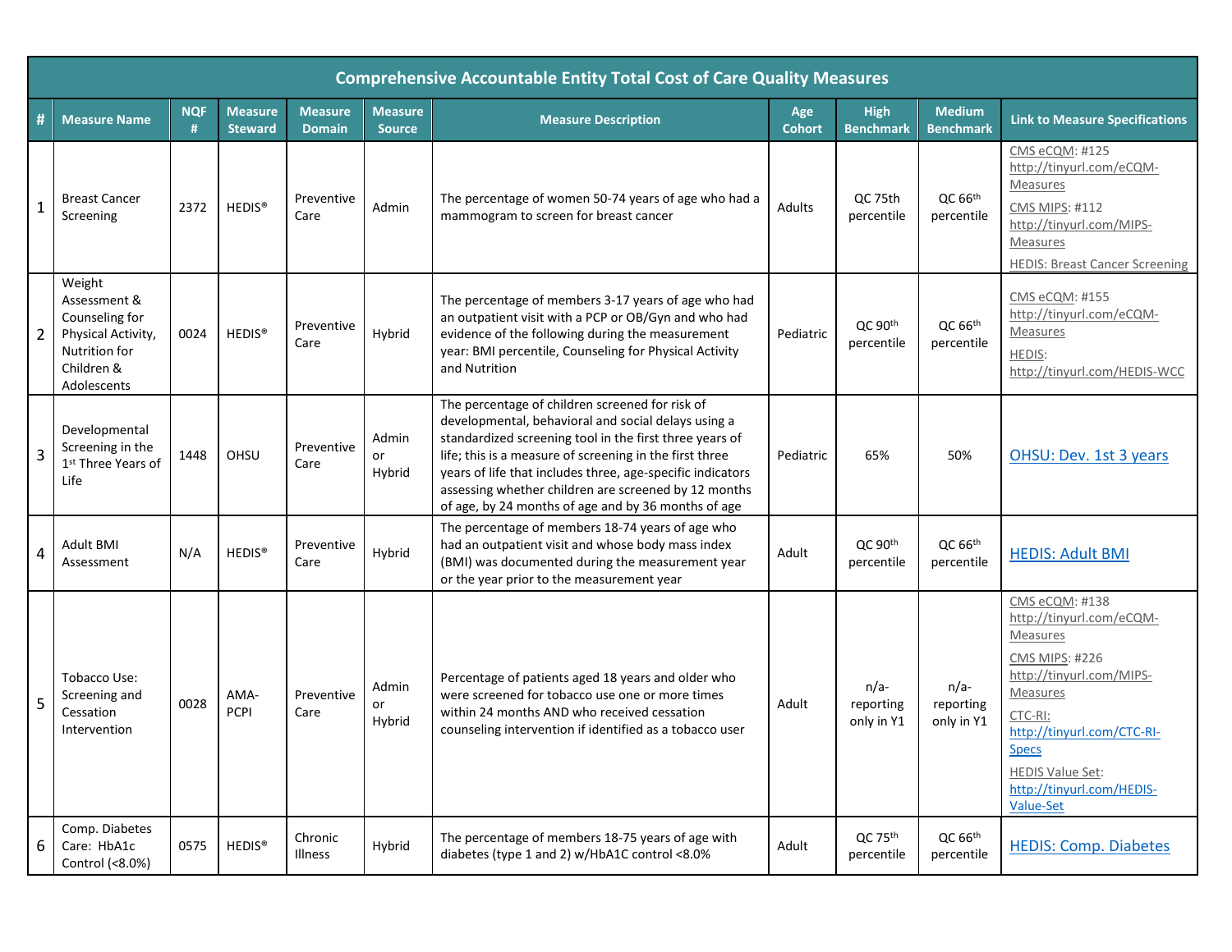| Comprehensive Accountable Entity Total Cost of Care Quality Measures | | | | | | | | | | |
|---|---|---|---|---|---|---|---|---|---|---|
| # | Measure Name | NQF # | Measure Steward | Measure Domain | Measure Source | Measure Description | Age Cohort | High Benchmark | Medium Benchmark | Link to Measure Specifications |
| 1 | Breast Cancer Screening | 2372 | HEDIS® | Preventive Care | Admin | The percentage of women 50-74 years of age who had a mammogram to screen for breast cancer | Adults | QC 75th percentile | QC 66th percentile | CMS eCQM: #125 http://tinyurl.com/eCQM-Measures<br>CMS MIPS: #112 http://tinyurl.com/MIPS-Measures<br>HEDIS: Breast Cancer Screening |
| 2 | Weight Assessment & Counseling for Physical Activity, Nutrition for Children & Adolescents | 0024 | HEDIS® | Preventive Care | Hybrid | The percentage of members 3-17 years of age who had an outpatient visit with a PCP or OB/Gyn and who had evidence of the following during the measurement year: BMI percentile, Counseling for Physical Activity and Nutrition | Pediatric | QC 90th percentile | QC 66th percentile | CMS eCQM: #155 http://tinyurl.com/eCQM-Measures<br>HEDIS: http://tinyurl.com/HEDIS-WCC |
| 3 | Developmental Screening in the 1st Three Years of Life | 1448 | OHSU | Preventive Care | Admin or Hybrid | The percentage of children screened for risk of developmental, behavioral and social delays using a standardized screening tool in the first three years of life; this is a measure of screening in the first three years of life that includes three, age-specific indicators assessing whether children are screened by 12 months of age, by 24 months of age and by 36 months of age | Pediatric | 65% | 50% | OHSU: Dev. 1st 3 years |
| 4 | Adult BMI Assessment | N/A | HEDIS® | Preventive Care | Hybrid | The percentage of members 18-74 years of age who had an outpatient visit and whose body mass index (BMI) was documented during the measurement year or the year prior to the measurement year | Adult | QC 90th percentile | QC 66th percentile | HEDIS: Adult BMI |
| 5 | Tobacco Use: Screening and Cessation Intervention | 0028 | AMA-PCPI | Preventive Care | Admin or Hybrid | Percentage of patients aged 18 years and older who were screened for tobacco use one or more times within 24 months AND who received cessation counseling intervention if identified as a tobacco user | Adult | n/a- reporting only in Y1 | n/a- reporting only in Y1 | CMS eCQM: #138 http://tinyurl.com/eCQM-Measures<br>CMS MIPS: #226 http://tinyurl.com/MIPS-Measures<br>CTC-RI: http://tinyurl.com/CTC-RI-Specs<br>HEDIS Value Set: http://tinyurl.com/HEDIS-Value-Set |
| 6 | Comp. Diabetes Care: HbA1c Control (<8.0%) | 0575 | HEDIS® | Chronic Illness | Hybrid | The percentage of members 18-75 years of age with diabetes (type 1 and 2) w/HbA1C control <8.0% | Adult | QC 75th percentile | QC 66th percentile | HEDIS: Comp. Diabetes |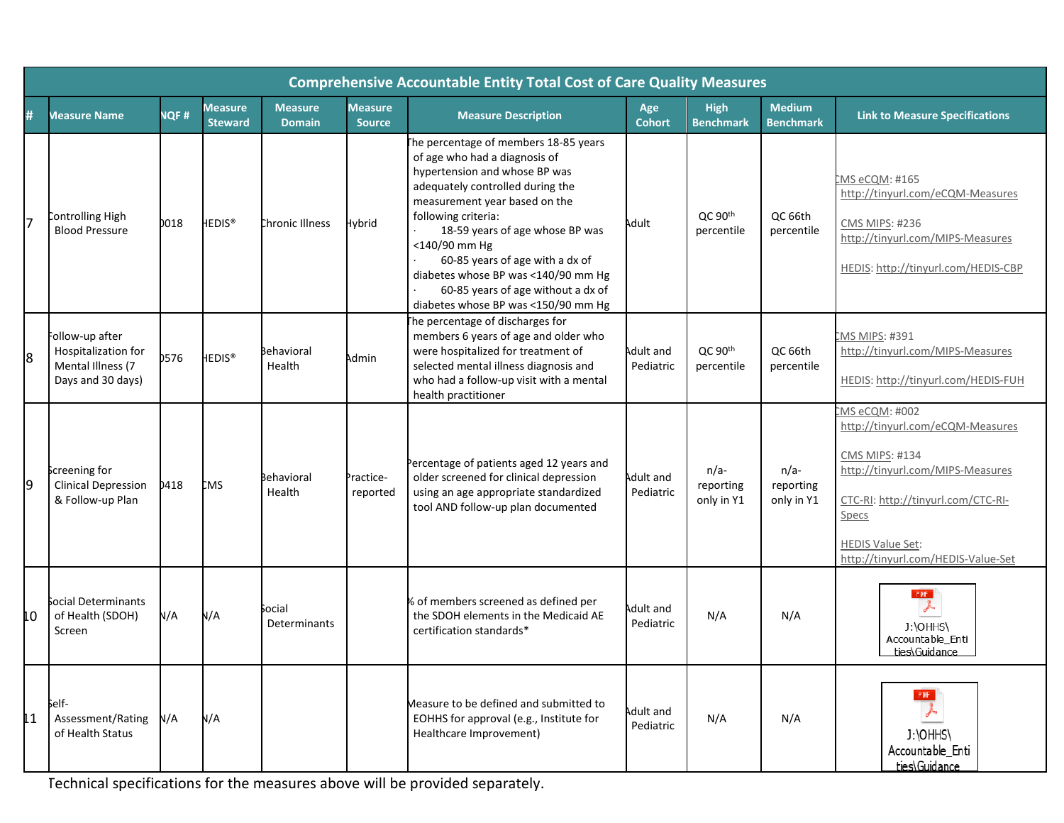| Comprehensive Accountable Entity Total Cost of Care Quality Measures | | | | | | | | | | |
|---|---|---|---|---|---|---|---|---|---|---|
| # | Measure Name | NQF # | Measure Steward | Measure Domain | Measure Source | Measure Description | Age Cohort | High Benchmark | Medium Benchmark | Link to Measure Specifications |
| 7 | Controlling High Blood Pressure | 0018 | HEDIS® | Chronic Illness | Hybrid | The percentage of members 18-85 years of age who had a diagnosis of hypertension and whose BP was adequately controlled during the measurement year based on the following criteria:<br>· 18-59 years of age whose BP was <140/90 mm Hg<br>· 60-85 years of age with a dx of diabetes whose BP was <140/90 mm Hg<br>· 60-85 years of age without a dx of diabetes whose BP was <150/90 mm Hg | Adult | QC 90th percentile | QC 66th percentile | CMS eCQM: #165 http://tinyurl.com/eCQM-Measures<br><br>CMS MIPS: #236 http://tinyurl.com/MIPS-Measures<br><br>HEDIS: http://tinyurl.com/HEDIS-CBP |
| 8 | Follow-up after Hospitalization for Mental Illness (7 Days and 30 days) | 0576 | HEDIS® | Behavioral Health | Admin | The percentage of discharges for members 6 years of age and older who were hospitalized for treatment of selected mental illness diagnosis and who had a follow-up visit with a mental health practitioner | Adult and Pediatric | QC 90th percentile | QC 66th percentile | CMS MIPS: #391 http://tinyurl.com/MIPS-Measures<br><br>HEDIS: http://tinyurl.com/HEDIS-FUH |
| 9 | Screening for Clinical Depression & Follow-up Plan | 0418 | CMS | Behavioral Health | Practice-reported | Percentage of patients aged 12 years and older screened for clinical depression using an age appropriate standardized tool AND follow-up plan documented | Adult and Pediatric | n/a-reporting only in Y1 | n/a-reporting only in Y1 | CMS eCQM: #002 http://tinyurl.com/eCQM-Measures<br><br>CMS MIPS: #134 http://tinyurl.com/MIPS-Measures<br><br>CTC-RI: http://tinyurl.com/CTC-RI-Specs<br><br>HEDIS Value Set: http://tinyurl.com/HEDIS-Value-Set |
| 10 | Social Determinants of Health (SDOH) Screen | N/A | N/A | Social Determinants | | % of members screened as defined per the SDOH elements in the Medicaid AE certification standards* | Adult and Pediatric | N/A | N/A | J:\OHHS\Accountable_Entities\Guidance |
| 11 | Self-Assessment/Rating of Health Status | N/A | N/A | | | Measure to be defined and submitted to EOHHS for approval (e.g., Institute for Healthcare Improvement) | Adult and Pediatric | N/A | N/A | J:\OHHS\Accountable_Entities\Guidance |

Technical specifications for the measures above will be provided separately.